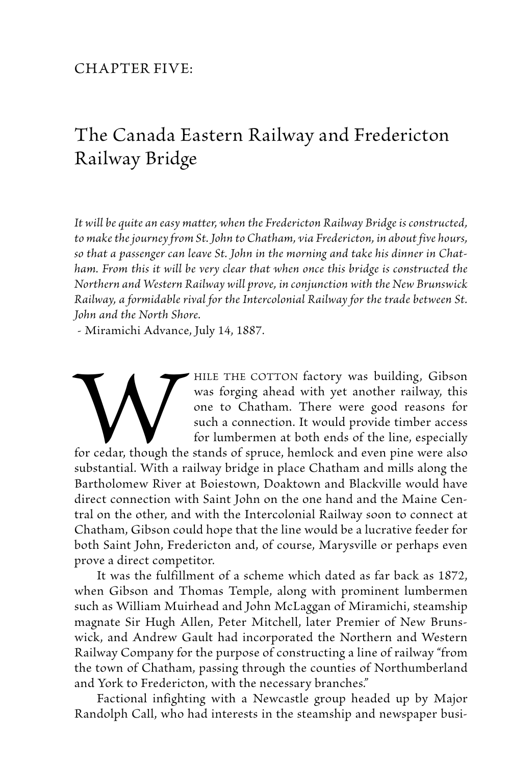CHAPTER FIVE:

# The Canada Eastern Railway and Fredericton Railway Bridge

*It will be quite an easy matter, when the Fredericton Railway Bridge is constructed, to make the journey from St. John to Chatham, via Fredericton, in about five hours, so that a passenger can leave St. John in the morning and take his dinner in Chatham. From this it will be very clear that when once this bridge is constructed the Northern and Western Railway will prove, in conjunction with the New Brunswick Railway, a formidable rival for the Intercolonial Railway for the trade between St. John and the North Shore.*
- Miramichi Advance, July 14, 1887.

While the cotton factory was building, Gibson was forging ahead with yet another railway, this one to Chatham. There were good reasons for such a connection. It would provide timber access for lumbermen at both ends of the line, especially for cedar, though the stands of spruce, hemlock and even pine were also substantial. With a railway bridge in place Chatham and mills along the Bartholomew River at Boiestown, Doaktown and Blackville would have direct connection with Saint John on the one hand and the Maine Central on the other, and with the Intercolonial Railway soon to connect at Chatham, Gibson could hope that the line would be a lucrative feeder for both Saint John, Fredericton and, of course, Marysville or perhaps even prove a direct competitor.

It was the fulfillment of a scheme which dated as far back as 1872, when Gibson and Thomas Temple, along with prominent lumbermen such as William Muirhead and John McLaggan of Miramichi, steamship magnate Sir Hugh Allen, Peter Mitchell, later Premier of New Brunswick, and Andrew Gault had incorporated the Northern and Western Railway Company for the purpose of constructing a line of railway "from the town of Chatham, passing through the counties of Northumberland and York to Fredericton, with the necessary branches."

Factional infighting with a Newcastle group headed up by Major Randolph Call, who had interests in the steamship and newspaper busi-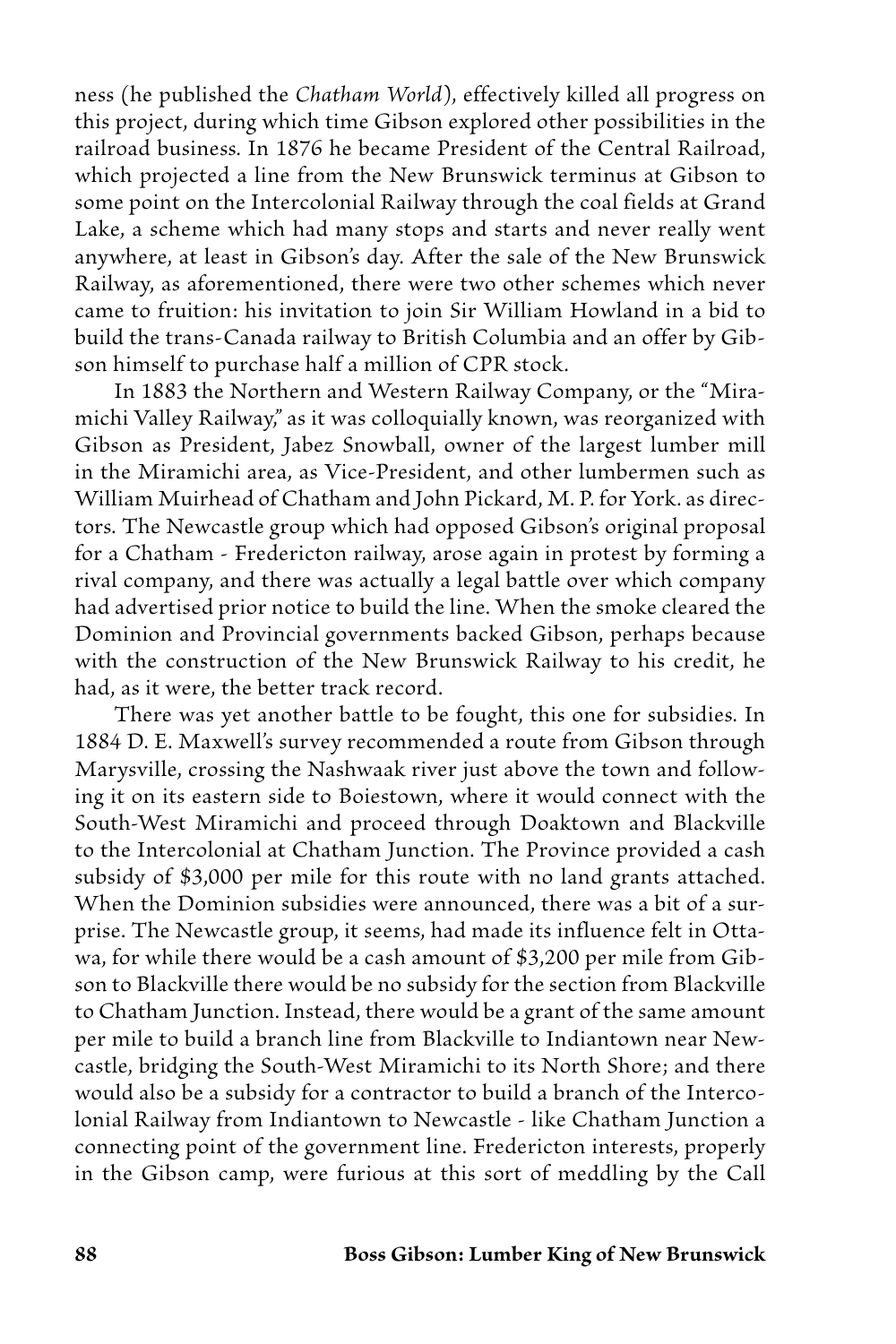ness (he published the *Chatham World*), effectively killed all progress on this project, during which time Gibson explored other possibilities in the railroad business. In 1876 he became President of the Central Railroad, which projected a line from the New Brunswick terminus at Gibson to some point on the Intercolonial Railway through the coal fields at Grand Lake, a scheme which had many stops and starts and never really went anywhere, at least in Gibson's day. After the sale of the New Brunswick Railway, as aforementioned, there were two other schemes which never came to fruition: his invitation to join Sir William Howland in a bid to build the trans-Canada railway to British Columbia and an offer by Gibson himself to purchase half a million of CPR stock.

In 1883 the Northern and Western Railway Company, or the "Miramichi Valley Railway," as it was colloquially known, was reorganized with Gibson as President, Jabez Snowball, owner of the largest lumber mill in the Miramichi area, as Vice-President, and other lumbermen such as William Muirhead of Chatham and John Pickard, M. P. for York. as directors. The Newcastle group which had opposed Gibson's original proposal for a Chatham - Fredericton railway, arose again in protest by forming a rival company, and there was actually a legal battle over which company had advertised prior notice to build the line. When the smoke cleared the Dominion and Provincial governments backed Gibson, perhaps because with the construction of the New Brunswick Railway to his credit, he had, as it were, the better track record.

There was yet another battle to be fought, this one for subsidies. In 1884 D. E. Maxwell's survey recommended a route from Gibson through Marysville, crossing the Nashwaak river just above the town and following it on its eastern side to Boiestown, where it would connect with the South-West Miramichi and proceed through Doaktown and Blackville to the Intercolonial at Chatham Junction. The Province provided a cash subsidy of $3,000 per mile for this route with no land grants attached. When the Dominion subsidies were announced, there was a bit of a surprise. The Newcastle group, it seems, had made its influence felt in Ottawa, for while there would be a cash amount of $3,200 per mile from Gibson to Blackville there would be no subsidy for the section from Blackville to Chatham Junction. Instead, there would be a grant of the same amount per mile to build a branch line from Blackville to Indiantown near Newcastle, bridging the South-West Miramichi to its North Shore; and there would also be a subsidy for a contractor to build a branch of the Intercolonial Railway from Indiantown to Newcastle - like Chatham Junction a connecting point of the government line. Fredericton interests, properly in the Gibson camp, were furious at this sort of meddling by the Call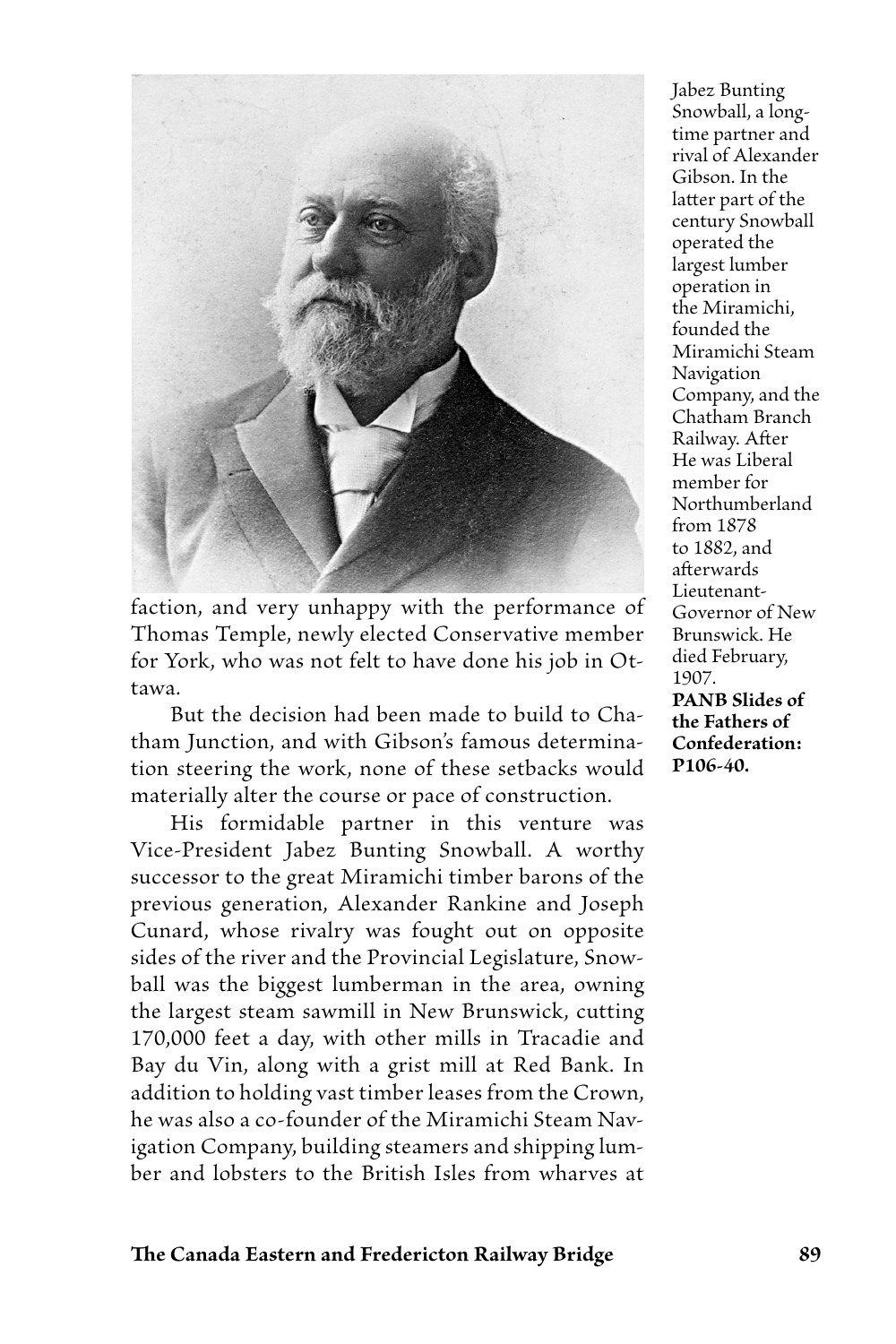faction, and very unhappy with the performance of Thomas Temple, newly elected Conservative member for York, who was not felt to have done his job in Ottawa.

But the decision had been made to build to Chatham Junction, and with Gibson's famous determination steering the work, none of these setbacks would materially alter the course or pace of construction.

His formidable partner in this venture was Vice-President Jabez Bunting Snowball. A worthy successor to the great Miramichi timber barons of the previous generation, Alexander Rankine and Joseph Cunard, whose rivalry was fought out on opposite sides of the river and the Provincial Legislature, Snowball was the biggest lumberman in the area, owning the largest steam sawmill in New Brunswick, cutting 170,000 feet a day, with other mills in Tracadie and Bay du Vin, along with a grist mill at Red Bank. In addition to holding vast timber leases from the Crown, he was also a co-founder of the Miramichi Steam Navigation Company, building steamers and shipping lumber and lobsters to the British Isles from wharves at

Jabez Bunting Snowball, a long-time partner and rival of Alexander Gibson. In the latter part of the century Snowball operated the largest lumber operation in the Miramichi, founded the Miramichi Steam Navigation Company, and the Chatham Branch Railway. After He was Liberal member for Northumberland from 1878 to 1882, and afterwards Lieutenant-Governor of New Brunswick. He died February, 1907.
**PANB Slides of the Fathers of Confederation: P106-40.**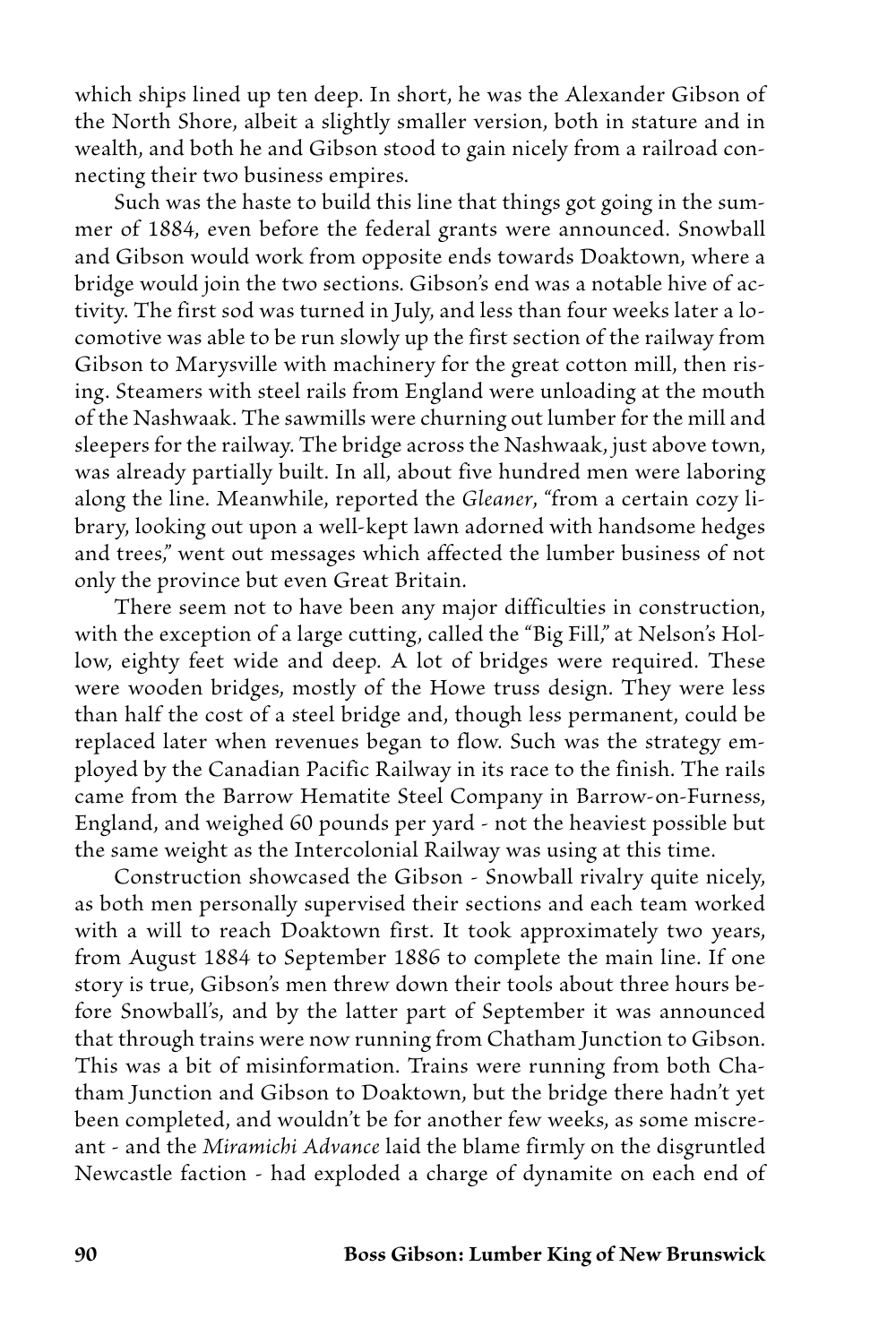which ships lined up ten deep. In short, he was the Alexander Gibson of the North Shore, albeit a slightly smaller version, both in stature and in wealth, and both he and Gibson stood to gain nicely from a railroad connecting their two business empires.

Such was the haste to build this line that things got going in the summer of 1884, even before the federal grants were announced. Snowball and Gibson would work from opposite ends towards Doaktown, where a bridge would join the two sections. Gibson's end was a notable hive of activity. The first sod was turned in July, and less than four weeks later a locomotive was able to be run slowly up the first section of the railway from Gibson to Marysville with machinery for the great cotton mill, then rising. Steamers with steel rails from England were unloading at the mouth of the Nashwaak. The sawmills were churning out lumber for the mill and sleepers for the railway. The bridge across the Nashwaak, just above town, was already partially built. In all, about five hundred men were laboring along the line. Meanwhile, reported the *Gleaner*, "from a certain cozy library, looking out upon a well-kept lawn adorned with handsome hedges and trees," went out messages which affected the lumber business of not only the province but even Great Britain.

There seem not to have been any major difficulties in construction, with the exception of a large cutting, called the "Big Fill," at Nelson's Hollow, eighty feet wide and deep. A lot of bridges were required. These were wooden bridges, mostly of the Howe truss design. They were less than half the cost of a steel bridge and, though less permanent, could be replaced later when revenues began to flow. Such was the strategy employed by the Canadian Pacific Railway in its race to the finish. The rails came from the Barrow Hematite Steel Company in Barrow-on-Furness, England, and weighed 60 pounds per yard - not the heaviest possible but the same weight as the Intercolonial Railway was using at this time.

Construction showcased the Gibson - Snowball rivalry quite nicely, as both men personally supervised their sections and each team worked with a will to reach Doaktown first. It took approximately two years, from August 1884 to September 1886 to complete the main line. If one story is true, Gibson's men threw down their tools about three hours before Snowball's, and by the latter part of September it was announced that through trains were now running from Chatham Junction to Gibson. This was a bit of misinformation. Trains were running from both Chatham Junction and Gibson to Doaktown, but the bridge there hadn't yet been completed, and wouldn't be for another few weeks, as some miscreant - and the *Miramichi Advance* laid the blame firmly on the disgruntled Newcastle faction - had exploded a charge of dynamite on each end of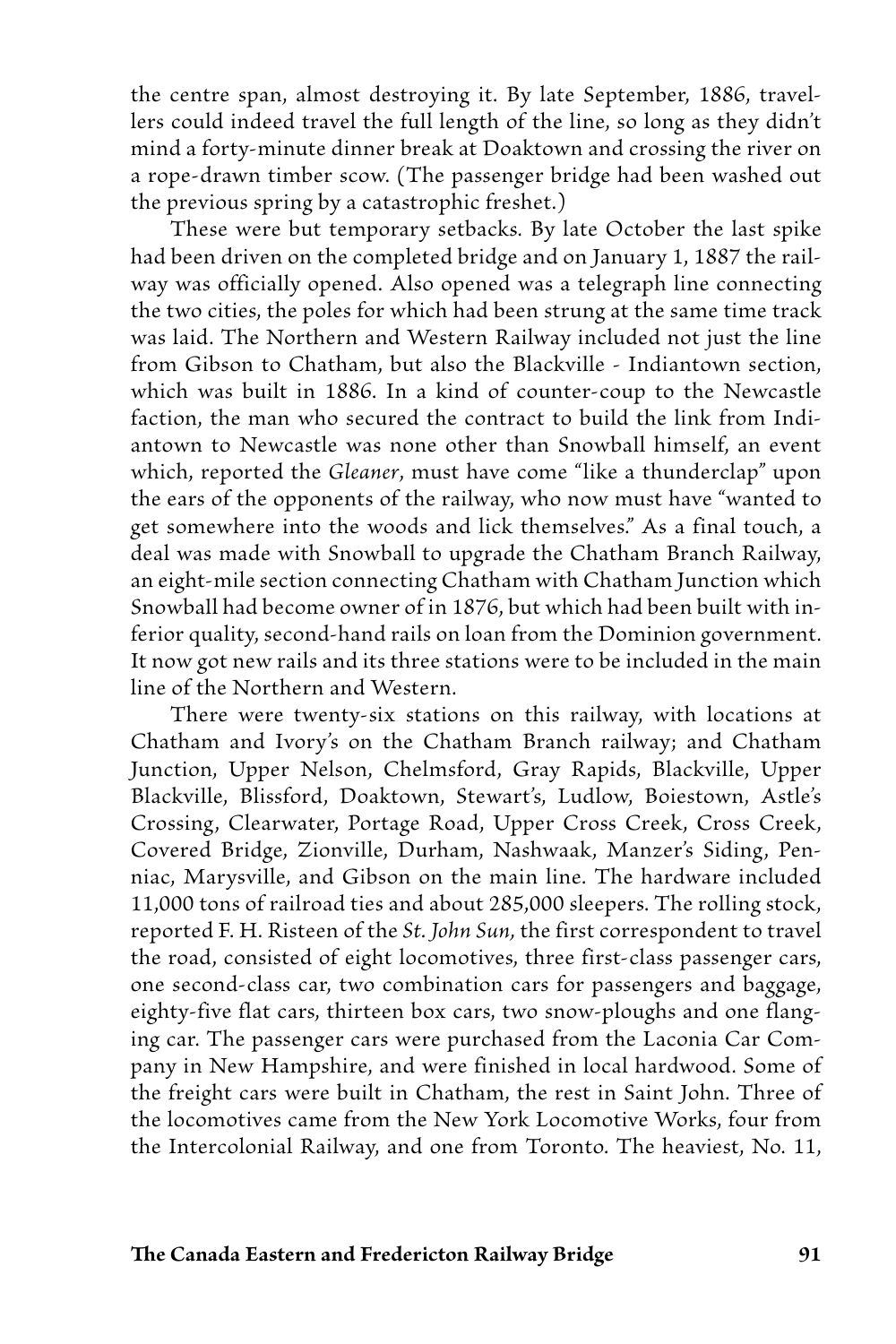the centre span, almost destroying it. By late September, 1886, travellers could indeed travel the full length of the line, so long as they didn't mind a forty-minute dinner break at Doaktown and crossing the river on a rope-drawn timber scow. (The passenger bridge had been washed out the previous spring by a catastrophic freshet.)

These were but temporary setbacks. By late October the last spike had been driven on the completed bridge and on January 1, 1887 the railway was officially opened. Also opened was a telegraph line connecting the two cities, the poles for which had been strung at the same time track was laid. The Northern and Western Railway included not just the line from Gibson to Chatham, but also the Blackville - Indiantown section, which was built in 1886. In a kind of counter-coup to the Newcastle faction, the man who secured the contract to build the link from Indiantown to Newcastle was none other than Snowball himself, an event which, reported the *Gleaner*, must have come "like a thunderclap" upon the ears of the opponents of the railway, who now must have "wanted to get somewhere into the woods and lick themselves." As a final touch, a deal was made with Snowball to upgrade the Chatham Branch Railway, an eight-mile section connecting Chatham with Chatham Junction which Snowball had become owner of in 1876, but which had been built with inferior quality, second-hand rails on loan from the Dominion government. It now got new rails and its three stations were to be included in the main line of the Northern and Western.

There were twenty-six stations on this railway, with locations at Chatham and Ivory's on the Chatham Branch railway; and Chatham Junction, Upper Nelson, Chelmsford, Gray Rapids, Blackville, Upper Blackville, Blissford, Doaktown, Stewart's, Ludlow, Boiestown, Astle's Crossing, Clearwater, Portage Road, Upper Cross Creek, Cross Creek, Covered Bridge, Zionville, Durham, Nashwaak, Manzer's Siding, Penniac, Marysville, and Gibson on the main line. The hardware included 11,000 tons of railroad ties and about 285,000 sleepers. The rolling stock, reported F. H. Risteen of the *St. John Sun*, the first correspondent to travel the road, consisted of eight locomotives, three first-class passenger cars, one second-class car, two combination cars for passengers and baggage, eighty-five flat cars, thirteen box cars, two snow-ploughs and one flanging car. The passenger cars were purchased from the Laconia Car Company in New Hampshire, and were finished in local hardwood. Some of the freight cars were built in Chatham, the rest in Saint John. Three of the locomotives came from the New York Locomotive Works, four from the Intercolonial Railway, and one from Toronto. The heaviest, No. 11,